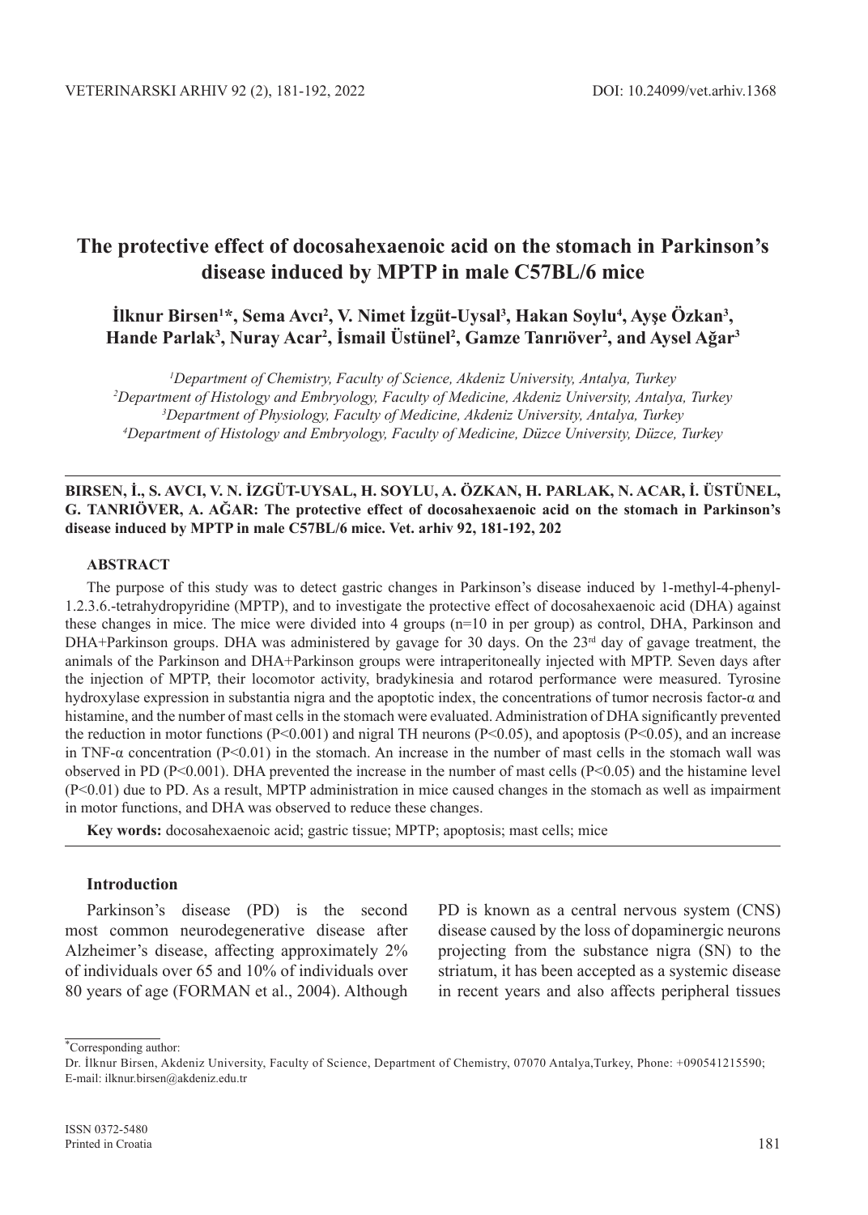# The protective effect of docosahexaenoic acid on the stomach in Parkinson's disease induced by MPTP in male C57BL/6 mice

**İlknur Birsen[1]*, Sema Avcı[2], V. Nimet İzgüt-Uysal[3], Hakan Soylu[4], Ayşe Özkan[3], Hande Parlak[3], Nuray Acar[2], İsmail Üstünel[2], Gamze Tanrıöver[2], and Aysel Ağar[3]**

[1]*Department of Chemistry, Faculty of Science, Akdeniz University, Antalya, Turkey*
[2]*Department of Histology and Embryology, Faculty of Medicine, Akdeniz University, Antalya, Turkey*
[3]*Department of Physiology, Faculty of Medicine, Akdeniz University, Antalya, Turkey*
[4]*Department of Histology and Embryology, Faculty of Medicine, Düzce University, Düzce, Turkey*

---

**BIRSEN, İ., S. AVCI, V. N. İZGÜT-UYSAL, H. SOYLU, A. ÖZKAN, H. PARLAK, N. ACAR, İ. ÜSTÜNEL, G. TANRIÖVER, A. AĞAR: The protective effect of docosahexaenoic acid on the stomach in Parkinson's disease induced by MPTP in male C57BL/6 mice. Vet. arhiv 92, 181-192, 202**

## ABSTRACT

The purpose of this study was to detect gastric changes in Parkinson's disease induced by 1-methyl-4-phenyl-1.2.3.6.-tetrahydropyridine (MPTP), and to investigate the protective effect of docosahexaenoic acid (DHA) against these changes in mice. The mice were divided into 4 groups (n=10 in per group) as control, DHA, Parkinson and DHA+Parkinson groups. DHA was administered by gavage for 30 days. On the 23[rd] day of gavage treatment, the animals of the Parkinson and DHA+Parkinson groups were intraperitoneally injected with MPTP. Seven days after the injection of MPTP, their locomotor activity, bradykinesia and rotarod performance were measured. Tyrosine hydroxylase expression in substantia nigra and the apoptotic index, the concentrations of tumor necrosis factor-α and histamine, and the number of mast cells in the stomach were evaluated. Administration of DHA significantly prevented the reduction in motor functions ($P<0.001$) and nigral TH neurons ($P<0.05$), and apoptosis ($P<0.05$), and an increase in TNF-α concentration ($P<0.01$) in the stomach. An increase in the number of mast cells in the stomach wall was observed in PD ($P<0.001$). DHA prevented the increase in the number of mast cells ($P<0.05$) and the histamine level ($P<0.01$) due to PD. As a result, MPTP administration in mice caused changes in the stomach as well as impairment in motor functions, and DHA was observed to reduce these changes.

**Key words:** docosahexaenoic acid; gastric tissue; MPTP; apoptosis; mast cells; mice

---

## Introduction

Parkinson's disease (PD) is the second most common neurodegenerative disease after Alzheimer's disease, affecting approximately 2% of individuals over 65 and 10% of individuals over 80 years of age (FORMAN et al., 2004). Although PD is known as a central nervous system (CNS) disease caused by the loss of dopaminergic neurons projecting from the substance nigra (SN) to the striatum, it has been accepted as a systemic disease in recent years and also affects peripheral tissues

---

*Corresponding author:
Dr. İlknur Birsen, Akdeniz University, Faculty of Science, Department of Chemistry, 07070 Antalya,Turkey, Phone: +090541215590; E-mail: ilknur.birsen@akdeniz.edu.tr

ISSN 0372-5480
Printed in Croatia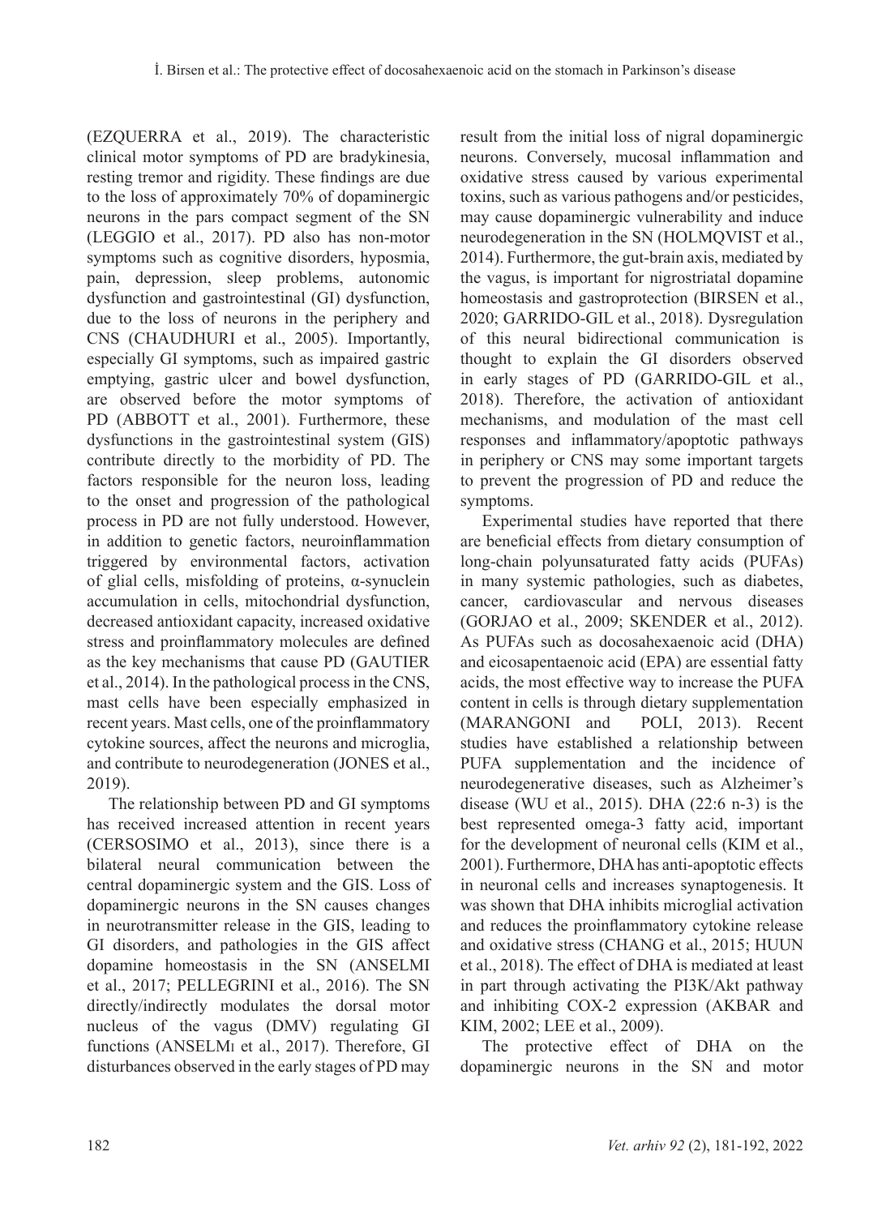(EZQUERRA et al., 2019). The characteristic clinical motor symptoms of PD are bradykinesia, resting tremor and rigidity. These findings are due to the loss of approximately 70% of dopaminergic neurons in the pars compact segment of the SN (LEGGIO et al., 2017). PD also has non-motor symptoms such as cognitive disorders, hyposmia, pain, depression, sleep problems, autonomic dysfunction and gastrointestinal (GI) dysfunction, due to the loss of neurons in the periphery and CNS (CHAUDHURI et al., 2005). Importantly, especially GI symptoms, such as impaired gastric emptying, gastric ulcer and bowel dysfunction, are observed before the motor symptoms of PD (ABBOTT et al., 2001). Furthermore, these dysfunctions in the gastrointestinal system (GIS) contribute directly to the morbidity of PD. The factors responsible for the neuron loss, leading to the onset and progression of the pathological process in PD are not fully understood. However, in addition to genetic factors, neuroinflammation triggered by environmental factors, activation of glial cells, misfolding of proteins, α-synuclein accumulation in cells, mitochondrial dysfunction, decreased antioxidant capacity, increased oxidative stress and proinflammatory molecules are defined as the key mechanisms that cause PD (GAUTIER et al., 2014). In the pathological process in the CNS, mast cells have been especially emphasized in recent years. Mast cells, one of the proinflammatory cytokine sources, affect the neurons and microglia, and contribute to neurodegeneration (JONES et al., 2019).

The relationship between PD and GI symptoms has received increased attention in recent years (CERSOSIMO et al., 2013), since there is a bilateral neural communication between the central dopaminergic system and the GIS. Loss of dopaminergic neurons in the SN causes changes in neurotransmitter release in the GIS, leading to GI disorders, and pathologies in the GIS affect dopamine homeostasis in the SN (ANSELMI et al., 2017; PELLEGRINI et al., 2016). The SN directly/indirectly modulates the dorsal motor nucleus of the vagus (DMV) regulating GI functions (ANSELMI et al., 2017). Therefore, GI disturbances observed in the early stages of PD may result from the initial loss of nigral dopaminergic neurons. Conversely, mucosal inflammation and oxidative stress caused by various experimental toxins, such as various pathogens and/or pesticides, may cause dopaminergic vulnerability and induce neurodegeneration in the SN (HOLMQVIST et al., 2014). Furthermore, the gut-brain axis, mediated by the vagus, is important for nigrostriatal dopamine homeostasis and gastroprotection (BIRSEN et al., 2020; GARRIDO-GIL et al., 2018). Dysregulation of this neural bidirectional communication is thought to explain the GI disorders observed in early stages of PD (GARRIDO-GIL et al., 2018). Therefore, the activation of antioxidant mechanisms, and modulation of the mast cell responses and inflammatory/apoptotic pathways in periphery or CNS may some important targets to prevent the progression of PD and reduce the symptoms.

Experimental studies have reported that there are beneficial effects from dietary consumption of long-chain polyunsaturated fatty acids (PUFAs) in many systemic pathologies, such as diabetes, cancer, cardiovascular and nervous diseases (GORJAO et al., 2009; SKENDER et al., 2012). As PUFAs such as docosahexaenoic acid (DHA) and eicosapentaenoic acid (EPA) are essential fatty acids, the most effective way to increase the PUFA content in cells is through dietary supplementation (MARANGONI and POLI, 2013). Recent studies have established a relationship between PUFA supplementation and the incidence of neurodegenerative diseases, such as Alzheimer's disease (WU et al., 2015). DHA (22:6 n-3) is the best represented omega-3 fatty acid, important for the development of neuronal cells (KIM et al., 2001). Furthermore, DHA has anti-apoptotic effects in neuronal cells and increases synaptogenesis. It was shown that DHA inhibits microglial activation and reduces the proinflammatory cytokine release and oxidative stress (CHANG et al., 2015; HUUN et al., 2018). The effect of DHA is mediated at least in part through activating the PI3K/Akt pathway and inhibiting COX-2 expression (AKBAR and KIM, 2002; LEE et al., 2009).

The protective effect of DHA on the dopaminergic neurons in the SN and motor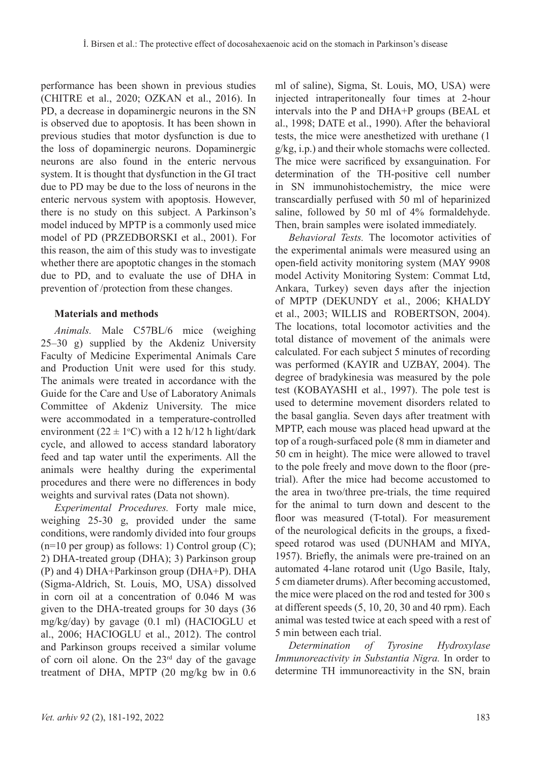performance has been shown in previous studies (CHITRE et al., 2020; OZKAN et al., 2016). In PD, a decrease in dopaminergic neurons in the SN is observed due to apoptosis. It has been shown in previous studies that motor dysfunction is due to the loss of dopaminergic neurons. Dopaminergic neurons are also found in the enteric nervous system. It is thought that dysfunction in the GI tract due to PD may be due to the loss of neurons in the enteric nervous system with apoptosis. However, there is no study on this subject. A Parkinson's model induced by MPTP is a commonly used mice model of PD (PRZEDBORSKI et al., 2001). For this reason, the aim of this study was to investigate whether there are apoptotic changes in the stomach due to PD, and to evaluate the use of DHA in prevention of /protection from these changes.

## Materials and methods

*Animals.* Male C57BL/6 mice (weighing 25–30 g) supplied by the Akdeniz University Faculty of Medicine Experimental Animals Care and Production Unit were used for this study. The animals were treated in accordance with the Guide for the Care and Use of Laboratory Animals Committee of Akdeniz University. The mice were accommodated in a temperature-controlled environment (22 ± 1°C) with a 12 h/12 h light/dark cycle, and allowed to access standard laboratory feed and tap water until the experiments. All the animals were healthy during the experimental procedures and there were no differences in body weights and survival rates (Data not shown).

*Experimental Procedures.* Forty male mice, weighing 25-30 g, provided under the same conditions, were randomly divided into four groups (n=10 per group) as follows: 1) Control group (C); 2) DHA-treated group (DHA); 3) Parkinson group (P) and 4) DHA+Parkinson group (DHA+P). DHA (Sigma-Aldrich, St. Louis, MO, USA) dissolved in corn oil at a concentration of 0.046 M was given to the DHA-treated groups for 30 days (36 mg/kg/day) by gavage (0.1 ml) (HACIOGLU et al., 2006; HACIOGLU et al., 2012). The control and Parkinson groups received a similar volume of corn oil alone. On the 23rd day of the gavage treatment of DHA, MPTP (20 mg/kg bw in 0.6 ml of saline), Sigma, St. Louis, MO, USA) were injected intraperitoneally four times at 2-hour intervals into the P and DHA+P groups (BEAL et al., 1998; DATE et al., 1990). After the behavioral tests, the mice were anesthetized with urethane (1 g/kg, i.p.) and their whole stomachs were collected. The mice were sacrificed by exsanguination. For determination of the TH-positive cell number in SN immunohistochemistry, the mice were transcardially perfused with 50 ml of heparinized saline, followed by 50 ml of 4% formaldehyde. Then, brain samples were isolated immediately.

*Behavioral Tests.* The locomotor activities of the experimental animals were measured using an open-field activity monitoring system (MAY 9908 model Activity Monitoring System: Commat Ltd, Ankara, Turkey) seven days after the injection of MPTP (DEKUNDY et al., 2006; KHALDY et al., 2003; WILLIS and ROBERTSON, 2004). The locations, total locomotor activities and the total distance of movement of the animals were calculated. For each subject 5 minutes of recording was performed (KAYIR and UZBAY, 2004). The degree of bradykinesia was measured by the pole test (KOBAYASHI et al., 1997). The pole test is used to determine movement disorders related to the basal ganglia. Seven days after treatment with MPTP, each mouse was placed head upward at the top of a rough-surfaced pole (8 mm in diameter and 50 cm in height). The mice were allowed to travel to the pole freely and move down to the floor (pre-trial). After the mice had become accustomed to the area in two/three pre-trials, the time required for the animal to turn down and descent to the floor was measured (T-total). For measurement of the neurological deficits in the groups, a fixed-speed rotarod was used (DUNHAM and MIYA, 1957). Briefly, the animals were pre-trained on an automated 4-lane rotarod unit (Ugo Basile, Italy, 5 cm diameter drums). After becoming accustomed, the mice were placed on the rod and tested for 300 s at different speeds (5, 10, 20, 30 and 40 rpm). Each animal was tested twice at each speed with a rest of 5 min between each trial.

*Determination of Tyrosine Hydroxylase Immunoreactivity in Substantia Nigra.* In order to determine TH immunoreactivity in the SN, brain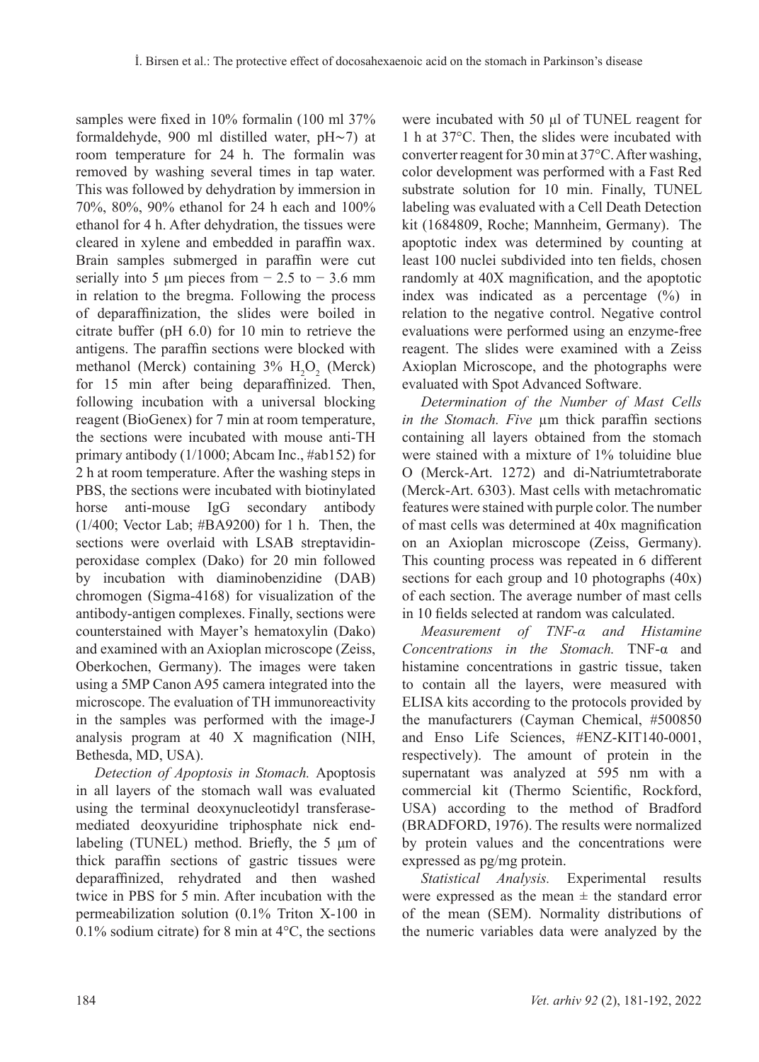samples were fixed in 10% formalin (100 ml 37% formaldehyde, 900 ml distilled water, pH~7) at room temperature for 24 h. The formalin was removed by washing several times in tap water. This was followed by dehydration by immersion in 70%, 80%, 90% ethanol for 24 h each and 100% ethanol for 4 h. After dehydration, the tissues were cleared in xylene and embedded in paraffin wax. Brain samples submerged in paraffin were cut serially into 5 µm pieces from − 2.5 to − 3.6 mm in relation to the bregma. Following the process of deparaffinization, the slides were boiled in citrate buffer (pH 6.0) for 10 min to retrieve the antigens. The paraffin sections were blocked with methanol (Merck) containing 3% $H_2O_2$ (Merck) for 15 min after being deparaffinized. Then, following incubation with a universal blocking reagent (BioGenex) for 7 min at room temperature, the sections were incubated with mouse anti-TH primary antibody (1/1000; Abcam Inc., #ab152) for 2 h at room temperature. After the washing steps in PBS, the sections were incubated with biotinylated horse anti-mouse IgG secondary antibody (1/400; Vector Lab; #BA9200) for 1 h. Then, the sections were overlaid with LSAB streptavidin-peroxidase complex (Dako) for 20 min followed by incubation with diaminobenzidine (DAB) chromogen (Sigma-4168) for visualization of the antibody-antigen complexes. Finally, sections were counterstained with Mayer's hematoxylin (Dako) and examined with an Axioplan microscope (Zeiss, Oberkochen, Germany). The images were taken using a 5MP Canon A95 camera integrated into the microscope. The evaluation of TH immunoreactivity in the samples was performed with the image-J analysis program at 40 X magnification (NIH, Bethesda, MD, USA).

*Detection of Apoptosis in Stomach.* Apoptosis in all layers of the stomach wall was evaluated using the terminal deoxynucleotidyl transferase-mediated deoxyuridine triphosphate nick end-labeling (TUNEL) method. Briefly, the 5 µm of thick paraffin sections of gastric tissues were deparaffinized, rehydrated and then washed twice in PBS for 5 min. After incubation with the permeabilization solution (0.1% Triton X-100 in 0.1% sodium citrate) for 8 min at 4°C, the sections were incubated with 50 µl of TUNEL reagent for 1 h at 37°C. Then, the slides were incubated with converter reagent for 30 min at 37°C. After washing, color development was performed with a Fast Red substrate solution for 10 min. Finally, TUNEL labeling was evaluated with a Cell Death Detection kit (1684809, Roche; Mannheim, Germany). The apoptotic index was determined by counting at least 100 nuclei subdivided into ten fields, chosen randomly at 40X magnification, and the apoptotic index was indicated as a percentage (%) in relation to the negative control. Negative control evaluations were performed using an enzyme-free reagent. The slides were examined with a Zeiss Axioplan Microscope, and the photographs were evaluated with Spot Advanced Software.

*Determination of the Number of Mast Cells in the Stomach. Five* µm thick paraffin sections containing all layers obtained from the stomach were stained with a mixture of 1% toluidine blue O (Merck-Art. 1272) and di-Natriumtetraborate (Merck-Art. 6303). Mast cells with metachromatic features were stained with purple color. The number of mast cells was determined at 40x magnification on an Axioplan microscope (Zeiss, Germany). This counting process was repeated in 6 different sections for each group and 10 photographs (40x) of each section. The average number of mast cells in 10 fields selected at random was calculated.

*Measurement of TNF-α and Histamine Concentrations in the Stomach.* TNF-α and histamine concentrations in gastric tissue, taken to contain all the layers, were measured with ELISA kits according to the protocols provided by the manufacturers (Cayman Chemical, #500850 and Enso Life Sciences, #ENZ-KIT140-0001, respectively). The amount of protein in the supernatant was analyzed at 595 nm with a commercial kit (Thermo Scientific, Rockford, USA) according to the method of Bradford (BRADFORD, 1976). The results were normalized by protein values and the concentrations were expressed as pg/mg protein.

*Statistical Analysis.* Experimental results were expressed as the mean ± the standard error of the mean (SEM). Normality distributions of the numeric variables data were analyzed by the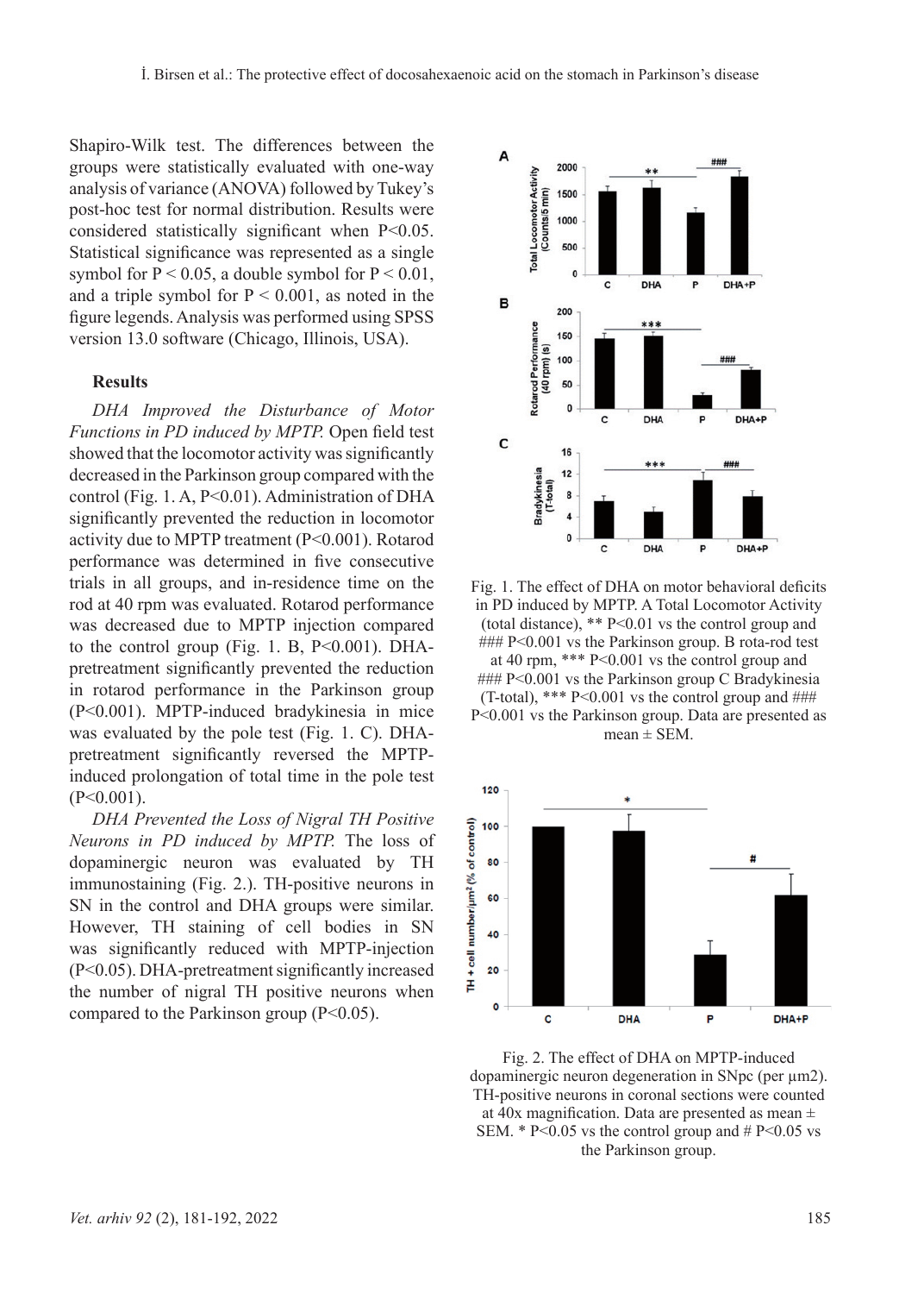Shapiro-Wilk test. The differences between the groups were statistically evaluated with one-way analysis of variance (ANOVA) followed by Tukey's post-hoc test for normal distribution. Results were considered statistically significant when $P<0.05$. Statistical significance was represented as a single symbol for $P < 0.05$, a double symbol for $P < 0.01$, and a triple symbol for $P < 0.001$, as noted in the figure legends. Analysis was performed using SPSS version 13.0 software (Chicago, Illinois, USA).

## Results

*DHA Improved the Disturbance of Motor Functions in PD induced by MPTP.* Open field test showed that the locomotor activity was significantly decreased in the Parkinson group compared with the control (Fig. 1. A, $P<0.01$). Administration of DHA significantly prevented the reduction in locomotor activity due to MPTP treatment ($P<0.001$). Rotarod performance was determined in five consecutive trials in all groups, and in-residence time on the rod at 40 rpm was evaluated. Rotarod performance was decreased due to MPTP injection compared to the control group (Fig. 1. B, $P<0.001$). DHA-pretreatment significantly prevented the reduction in rotarod performance in the Parkinson group ($P<0.001$). MPTP-induced bradykinesia in mice was evaluated by the pole test (Fig. 1. C). DHA-pretreatment significantly reversed the MPTP-induced prolongation of total time in the pole test ($P<0.001$).

*DHA Prevented the Loss of Nigral TH Positive Neurons in PD induced by MPTP.* The loss of dopaminergic neuron was evaluated by TH immunostaining (Fig. 2.). TH-positive neurons in SN in the control and DHA groups were similar. However, TH staining of cell bodies in SN was significantly reduced with MPTP-injection ($P<0.05$). DHA-pretreatment significantly increased the number of nigral TH positive neurons when compared to the Parkinson group ($P<0.05$).

Fig. 1. The effect of DHA on motor behavioral deficits in PD induced by MPTP. A Total Locomotor Activity (total distance), ** $P<0.01$ vs the control group and ### $P<0.001$ vs the Parkinson group. B rota-rod test at 40 rpm, *** $P<0.001$ vs the control group and ### $P<0.001$ vs the Parkinson group C Bradykinesia (T-total), *** $P<0.001$ vs the control group and ### $P<0.001$ vs the Parkinson group. Data are presented as mean ± SEM.

Fig. 2. The effect of DHA on MPTP-induced dopaminergic neuron degeneration in SNpc (per µm2). TH-positive neurons in coronal sections were counted at 40x magnification. Data are presented as mean ± SEM. * $P<0.05$ vs the control group and # $P<0.05$ vs the Parkinson group.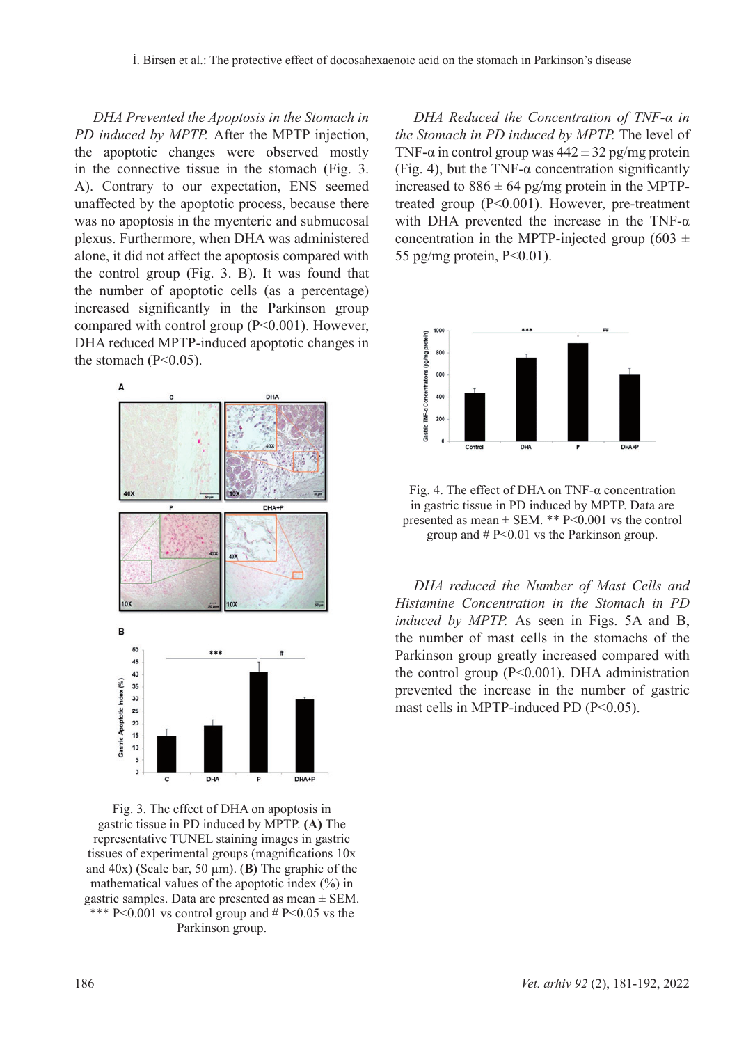*DHA Prevented the Apoptosis in the Stomach in PD induced by MPTP.* After the MPTP injection, the apoptotic changes were observed mostly in the connective tissue in the stomach (Fig. 3. A). Contrary to our expectation, ENS seemed unaffected by the apoptotic process, because there was no apoptosis in the myenteric and submucosal plexus. Furthermore, when DHA was administered alone, it did not affect the apoptosis compared with the control group (Fig. 3. B). It was found that the number of apoptotic cells (as a percentage) increased significantly in the Parkinson group compared with control group (P<0.001). However, DHA reduced MPTP-induced apoptotic changes in the stomach (P<0.05).

Fig. 3. The effect of DHA on apoptosis in gastric tissue in PD induced by MPTP. **(A)** The representative TUNEL staining images in gastric tissues of experimental groups (magnifications 10x and 40x) (Scale bar, 50 µm). (**B**) The graphic of the mathematical values of the apoptotic index (%) in gastric samples. Data are presented as mean ± SEM. *** P<0.001 vs control group and # P<0.05 vs the Parkinson group.

*DHA Reduced the Concentration of TNF-α in the Stomach in PD induced by MPTP.* The level of TNF-α in control group was 442 ± 32 pg/mg protein (Fig. 4), but the TNF-α concentration significantly increased to 886 ± 64 pg/mg protein in the MPTP-treated group (P<0.001). However, pre-treatment with DHA prevented the increase in the TNF-α concentration in the MPTP-injected group (603 ± 55 pg/mg protein, P<0.01).

Fig. 4. The effect of DHA on TNF-α concentration in gastric tissue in PD induced by MPTP. Data are presented as mean ± SEM. ** P<0.001 vs the control group and # P<0.01 vs the Parkinson group.

*DHA reduced the Number of Mast Cells and Histamine Concentration in the Stomach in PD induced by MPTP.* As seen in Figs. 5A and B, the number of mast cells in the stomachs of the Parkinson group greatly increased compared with the control group (P<0.001). DHA administration prevented the increase in the number of gastric mast cells in MPTP-induced PD (P<0.05).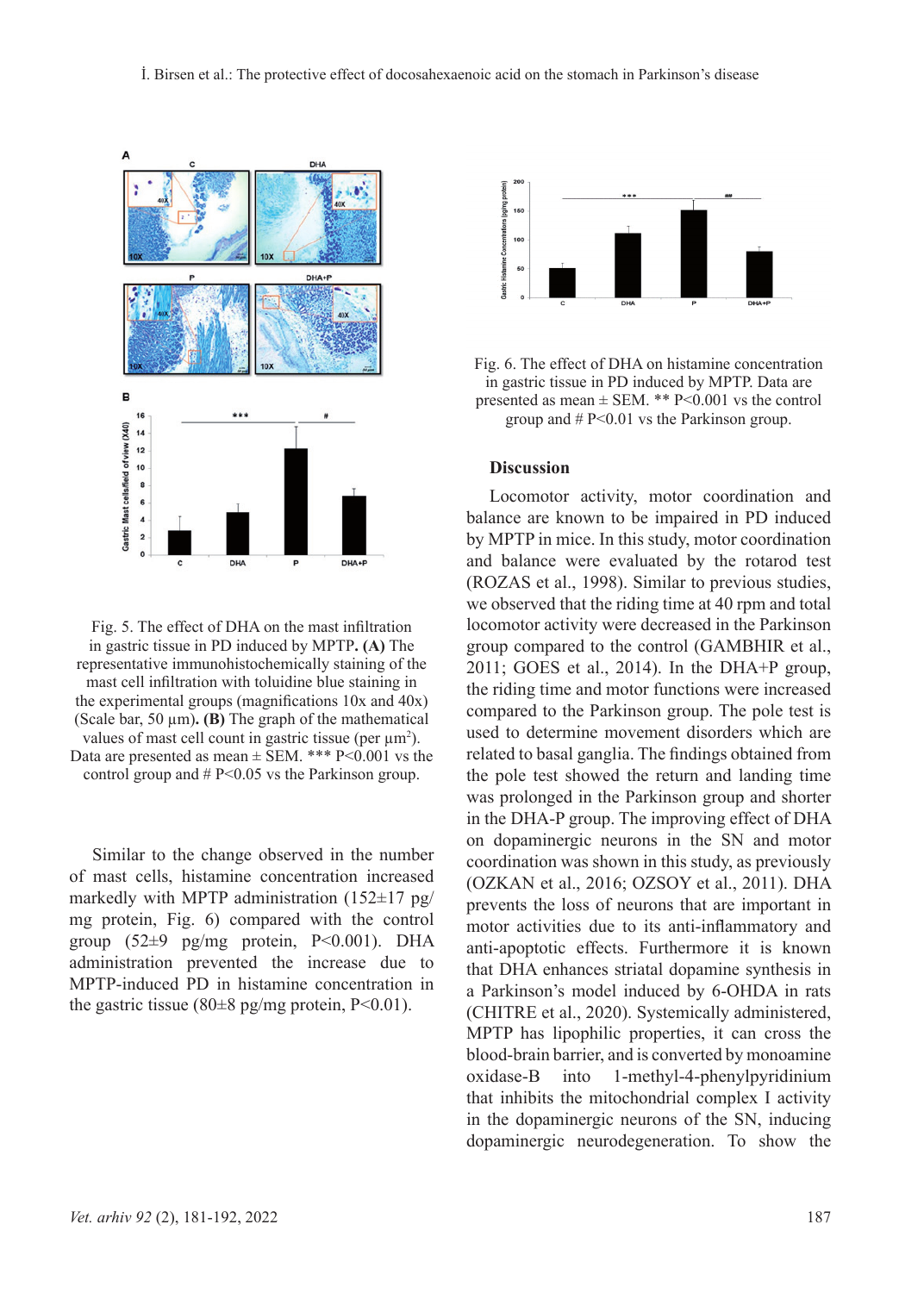Fig. 5. The effect of DHA on the mast infiltration in gastric tissue in PD induced by MPTP. **(A)** The representative immunohistochemically staining of the mast cell infiltration with toluidine blue staining in the experimental groups (magnifications 10x and 40x) (Scale bar, 50 μm). **(B)** The graph of the mathematical values of mast cell count in gastric tissue (per μm$^2$). Data are presented as mean ± SEM. *** P<0.001 vs the control group and # P<0.05 vs the Parkinson group.

Similar to the change observed in the number of mast cells, histamine concentration increased markedly with MPTP administration (152±17 pg/mg protein, Fig. 6) compared with the control group (52±9 pg/mg protein, P<0.001). DHA administration prevented the increase due to MPTP-induced PD in histamine concentration in the gastric tissue (80±8 pg/mg protein, P<0.01).

Fig. 6. The effect of DHA on histamine concentration in gastric tissue in PD induced by MPTP. Data are presented as mean ± SEM. ** P<0.001 vs the control group and # P<0.01 vs the Parkinson group.

## Discussion

Locomotor activity, motor coordination and balance are known to be impaired in PD induced by MPTP in mice. In this study, motor coordination and balance were evaluated by the rotarod test (ROZAS et al., 1998). Similar to previous studies, we observed that the riding time at 40 rpm and total locomotor activity were decreased in the Parkinson group compared to the control (GAMBHIR et al., 2011; GOES et al., 2014). In the DHA+P group, the riding time and motor functions were increased compared to the Parkinson group. The pole test is used to determine movement disorders which are related to basal ganglia. The findings obtained from the pole test showed the return and landing time was prolonged in the Parkinson group and shorter in the DHA-P group. The improving effect of DHA on dopaminergic neurons in the SN and motor coordination was shown in this study, as previously (OZKAN et al., 2016; OZSOY et al., 2011). DHA prevents the loss of neurons that are important in motor activities due to its anti-inflammatory and anti-apoptotic effects. Furthermore it is known that DHA enhances striatal dopamine synthesis in a Parkinson's model induced by 6-OHDA in rats (CHITRE et al., 2020). Systemically administered, MPTP has lipophilic properties, it can cross the blood-brain barrier, and is converted by monoamine oxidase-B into 1-methyl-4-phenylpyridinium that inhibits the mitochondrial complex I activity in the dopaminergic neurons of the SN, inducing dopaminergic neurodegeneration. To show the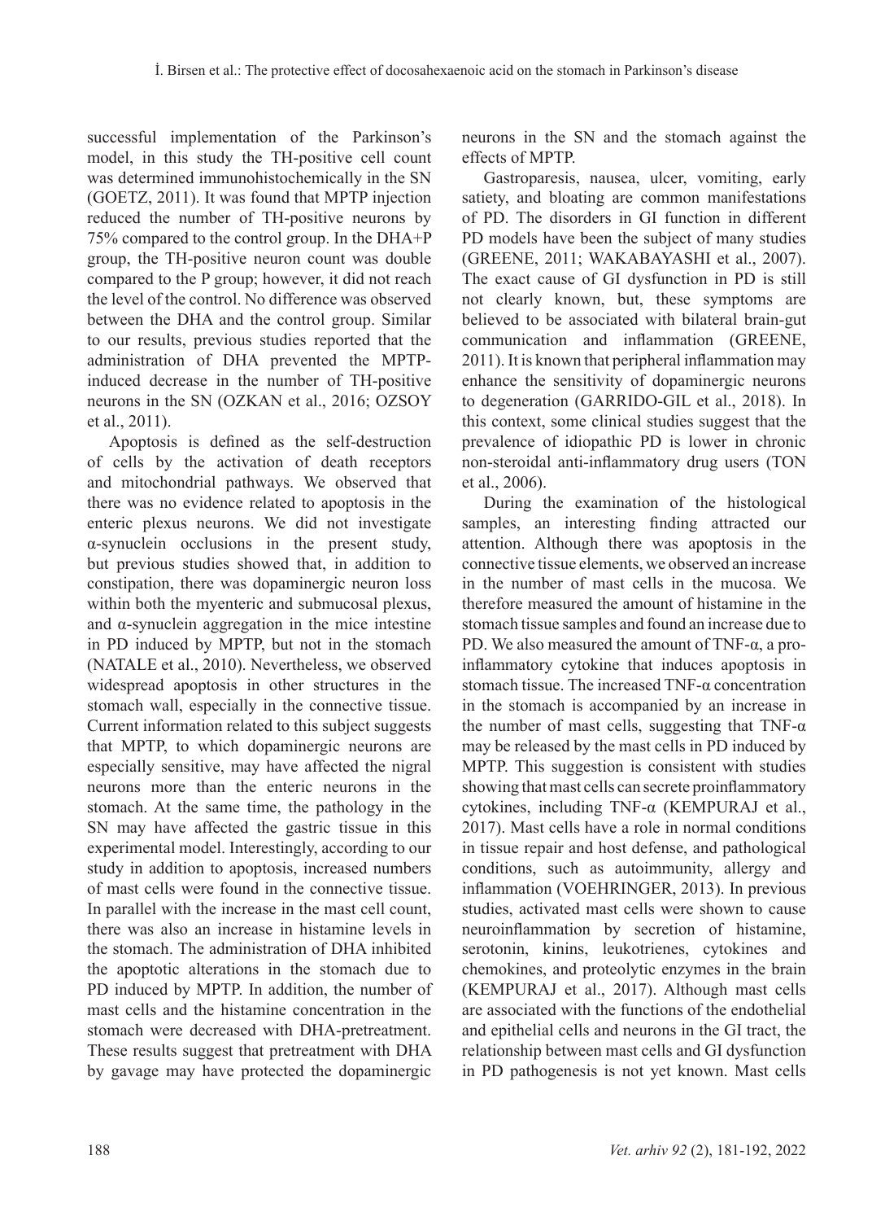successful implementation of the Parkinson's model, in this study the TH-positive cell count was determined immunohistochemically in the SN (GOETZ, 2011). It was found that MPTP injection reduced the number of TH-positive neurons by 75% compared to the control group. In the DHA+P group, the TH-positive neuron count was double compared to the P group; however, it did not reach the level of the control. No difference was observed between the DHA and the control group. Similar to our results, previous studies reported that the administration of DHA prevented the MPTP-induced decrease in the number of TH-positive neurons in the SN (OZKAN et al., 2016; OZSOY et al., 2011).

Apoptosis is defined as the self-destruction of cells by the activation of death receptors and mitochondrial pathways. We observed that there was no evidence related to apoptosis in the enteric plexus neurons. We did not investigate α-synuclein occlusions in the present study, but previous studies showed that, in addition to constipation, there was dopaminergic neuron loss within both the myenteric and submucosal plexus, and α-synuclein aggregation in the mice intestine in PD induced by MPTP, but not in the stomach (NATALE et al., 2010). Nevertheless, we observed widespread apoptosis in other structures in the stomach wall, especially in the connective tissue. Current information related to this subject suggests that MPTP, to which dopaminergic neurons are especially sensitive, may have affected the nigral neurons more than the enteric neurons in the stomach. At the same time, the pathology in the SN may have affected the gastric tissue in this experimental model. Interestingly, according to our study in addition to apoptosis, increased numbers of mast cells were found in the connective tissue. In parallel with the increase in the mast cell count, there was also an increase in histamine levels in the stomach. The administration of DHA inhibited the apoptotic alterations in the stomach due to PD induced by MPTP. In addition, the number of mast cells and the histamine concentration in the stomach were decreased with DHA-pretreatment. These results suggest that pretreatment with DHA by gavage may have protected the dopaminergic neurons in the SN and the stomach against the effects of MPTP.

Gastroparesis, nausea, ulcer, vomiting, early satiety, and bloating are common manifestations of PD. The disorders in GI function in different PD models have been the subject of many studies (GREENE, 2011; WAKABAYASHI et al., 2007). The exact cause of GI dysfunction in PD is still not clearly known, but, these symptoms are believed to be associated with bilateral brain-gut communication and inflammation (GREENE, 2011). It is known that peripheral inflammation may enhance the sensitivity of dopaminergic neurons to degeneration (GARRIDO-GIL et al., 2018). In this context, some clinical studies suggest that the prevalence of idiopathic PD is lower in chronic non-steroidal anti-inflammatory drug users (TON et al., 2006).

During the examination of the histological samples, an interesting finding attracted our attention. Although there was apoptosis in the connective tissue elements, we observed an increase in the number of mast cells in the mucosa. We therefore measured the amount of histamine in the stomach tissue samples and found an increase due to PD. We also measured the amount of TNF-α, a pro-inflammatory cytokine that induces apoptosis in stomach tissue. The increased TNF-α concentration in the stomach is accompanied by an increase in the number of mast cells, suggesting that TNF-α may be released by the mast cells in PD induced by MPTP. This suggestion is consistent with studies showing that mast cells can secrete proinflammatory cytokines, including TNF-α (KEMPURAJ et al., 2017). Mast cells have a role in normal conditions in tissue repair and host defense, and pathological conditions, such as autoimmunity, allergy and inflammation (VOEHRINGER, 2013). In previous studies, activated mast cells were shown to cause neuroinflammation by secretion of histamine, serotonin, kinins, leukotrienes, cytokines and chemokines, and proteolytic enzymes in the brain (KEMPURAJ et al., 2017). Although mast cells are associated with the functions of the endothelial and epithelial cells and neurons in the GI tract, the relationship between mast cells and GI dysfunction in PD pathogenesis is not yet known. Mast cells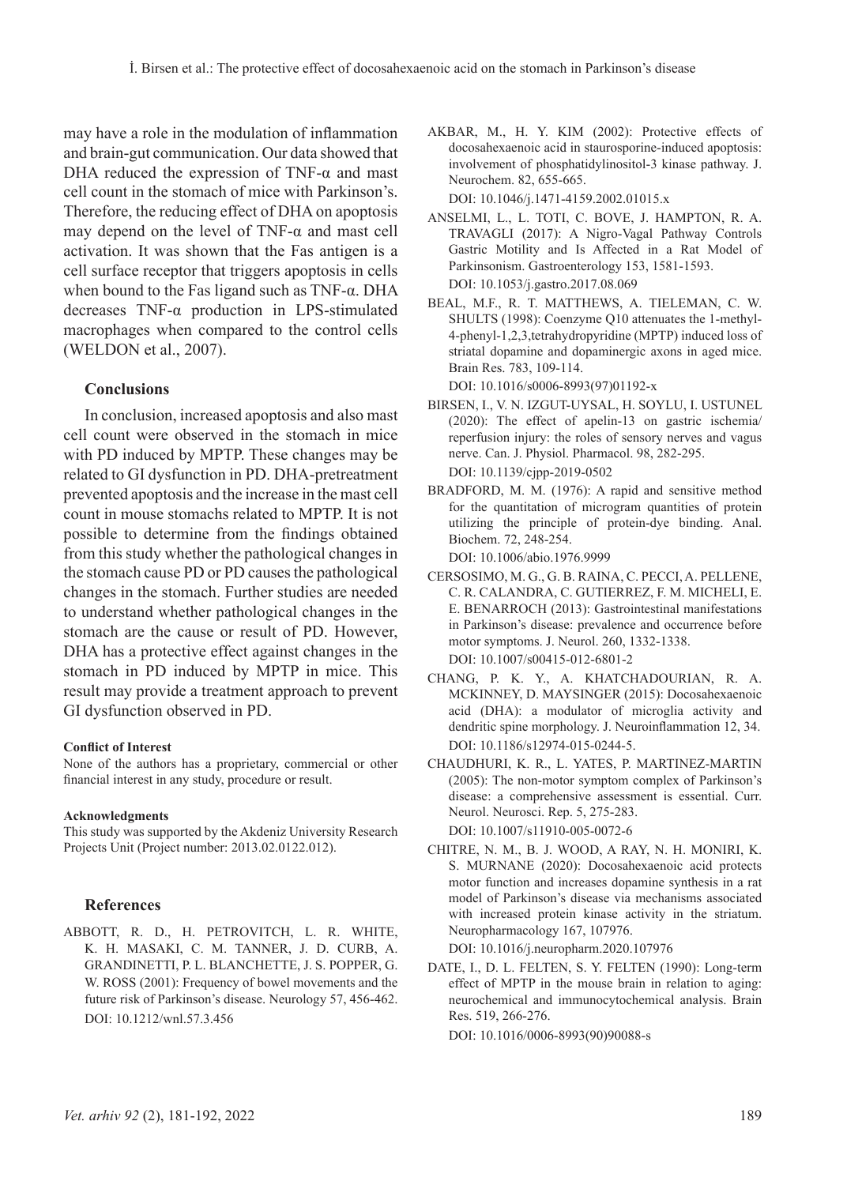may have a role in the modulation of inflammation and brain-gut communication. Our data showed that DHA reduced the expression of TNF-α and mast cell count in the stomach of mice with Parkinson's. Therefore, the reducing effect of DHA on apoptosis may depend on the level of TNF-α and mast cell activation. It was shown that the Fas antigen is a cell surface receptor that triggers apoptosis in cells when bound to the Fas ligand such as TNF-α. DHA decreases TNF-α production in LPS-stimulated macrophages when compared to the control cells (WELDON et al., 2007).

## Conclusions

In conclusion, increased apoptosis and also mast cell count were observed in the stomach in mice with PD induced by MPTP. These changes may be related to GI dysfunction in PD. DHA-pretreatment prevented apoptosis and the increase in the mast cell count in mouse stomachs related to MPTP. It is not possible to determine from the findings obtained from this study whether the pathological changes in the stomach cause PD or PD causes the pathological changes in the stomach. Further studies are needed to understand whether pathological changes in the stomach are the cause or result of PD. However, DHA has a protective effect against changes in the stomach in PD induced by MPTP in mice. This result may provide a treatment approach to prevent GI dysfunction observed in PD.

#### Conflict of Interest

None of the authors has a proprietary, commercial or other financial interest in any study, procedure or result.

#### Acknowledgments

This study was supported by the Akdeniz University Research Projects Unit (Project number: 2013.02.0122.012).

## References

ABBOTT, R. D., H. PETROVITCH, L. R. WHITE, K. H. MASAKI, C. M. TANNER, J. D. CURB, A. GRANDINETTI, P. L. BLANCHETTE, J. S. POPPER, G. W. ROSS (2001): Frequency of bowel movements and the future risk of Parkinson's disease. Neurology 57, 456-462. DOI: 10.1212/wnl.57.3.456

AKBAR, M., H. Y. KIM (2002): Protective effects of docosahexaenoic acid in staurosporine-induced apoptosis: involvement of phosphatidylinositol-3 kinase pathway. J. Neurochem. 82, 655-665. DOI: 10.1046/j.1471-4159.2002.01015.x

ANSELMI, L., L. TOTI, C. BOVE, J. HAMPTON, R. A. TRAVAGLI (2017): A Nigro-Vagal Pathway Controls Gastric Motility and Is Affected in a Rat Model of Parkinsonism. Gastroenterology 153, 1581-1593. DOI: 10.1053/j.gastro.2017.08.069

BEAL, M.F., R. T. MATTHEWS, A. TIELEMAN, C. W. SHULTS (1998): Coenzyme Q10 attenuates the 1-methyl-4-phenyl-1,2,3,tetrahydropyridine (MPTP) induced loss of striatal dopamine and dopaminergic axons in aged mice. Brain Res. 783, 109-114. DOI: 10.1016/s0006-8993(97)01192-x

BIRSEN, I., V. N. IZGUT-UYSAL, H. SOYLU, I. USTUNEL (2020): The effect of apelin-13 on gastric ischemia/reperfusion injury: the roles of sensory nerves and vagus nerve. Can. J. Physiol. Pharmacol. 98, 282-295. DOI: 10.1139/cjpp-2019-0502

BRADFORD, M. M. (1976): A rapid and sensitive method for the quantitation of microgram quantities of protein utilizing the principle of protein-dye binding. Anal. Biochem. 72, 248-254. DOI: 10.1006/abio.1976.9999

CERSOSIMO, M. G., G. B. RAINA, C. PECCI, A. PELLENE, C. R. CALANDRA, C. GUTIERREZ, F. M. MICHELI, E. E. BENARROCH (2013): Gastrointestinal manifestations in Parkinson's disease: prevalence and occurrence before motor symptoms. J. Neurol. 260, 1332-1338. DOI: 10.1007/s00415-012-6801-2

CHANG, P. K. Y., A. KHATCHADOURIAN, R. A. MCKINNEY, D. MAYSINGER (2015): Docosahexaenoic acid (DHA): a modulator of microglia activity and dendritic spine morphology. J. Neuroinflammation 12, 34. DOI: 10.1186/s12974-015-0244-5.

CHAUDHURI, K. R., L. YATES, P. MARTINEZ-MARTIN (2005): The non-motor symptom complex of Parkinson's disease: a comprehensive assessment is essential. Curr. Neurol. Neurosci. Rep. 5, 275-283. DOI: 10.1007/s11910-005-0072-6

CHITRE, N. M., B. J. WOOD, A RAY, N. H. MONIRI, K. S. MURNANE (2020): Docosahexaenoic acid protects motor function and increases dopamine synthesis in a rat model of Parkinson's disease via mechanisms associated with increased protein kinase activity in the striatum. Neuropharmacology 167, 107976. DOI: 10.1016/j.neuropharm.2020.107976

DATE, I., D. L. FELTEN, S. Y. FELTEN (1990): Long-term effect of MPTP in the mouse brain in relation to aging: neurochemical and immunocytochemical analysis. Brain Res. 519, 266-276. DOI: 10.1016/0006-8993(90)90088-s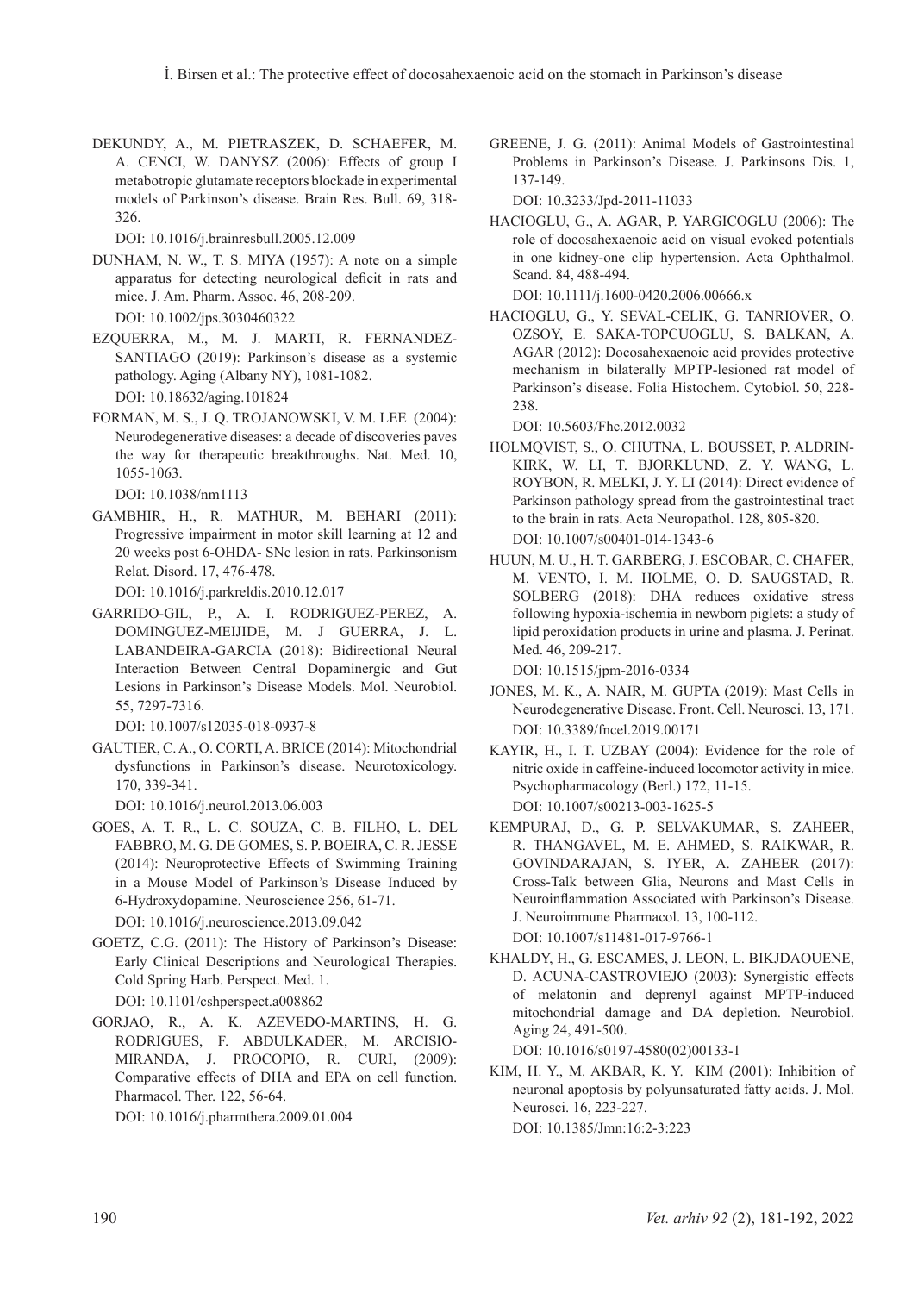DEKUNDY, A., M. PIETRASZEK, D. SCHAEFER, M. A. CENCI, W. DANYSZ (2006): Effects of group I metabotropic glutamate receptors blockade in experimental models of Parkinson's disease. Brain Res. Bull. 69, 318-326.

DOI: 10.1016/j.brainresbull.2005.12.009

DUNHAM, N. W., T. S. MIYA (1957): A note on a simple apparatus for detecting neurological deficit in rats and mice. J. Am. Pharm. Assoc. 46, 208-209.

DOI: 10.1002/jps.3030460322

EZQUERRA, M., M. J. MARTI, R. FERNANDEZ-SANTIAGO (2019): Parkinson's disease as a systemic pathology. Aging (Albany NY), 1081-1082.

DOI: 10.18632/aging.101824

FORMAN, M. S., J. Q. TROJANOWSKI, V. M. LEE (2004): Neurodegenerative diseases: a decade of discoveries paves the way for therapeutic breakthroughs. Nat. Med. 10, 1055-1063.

DOI: 10.1038/nm1113

GAMBHIR, H., R. MATHUR, M. BEHARI (2011): Progressive impairment in motor skill learning at 12 and 20 weeks post 6-OHDA- SNc lesion in rats. Parkinsonism Relat. Disord. 17, 476-478.

DOI: 10.1016/j.parkreldis.2010.12.017

GARRIDO-GIL, P., A. I. RODRIGUEZ-PEREZ, A. DOMINGUEZ-MEIJIDE, M. J GUERRA, J. L. LABANDEIRA-GARCIA (2018): Bidirectional Neural Interaction Between Central Dopaminergic and Gut Lesions in Parkinson's Disease Models. Mol. Neurobiol. 55, 7297-7316.

DOI: 10.1007/s12035-018-0937-8

GAUTIER, C. A., O. CORTI, A. BRICE (2014): Mitochondrial dysfunctions in Parkinson's disease. Neurotoxicology. 170, 339-341.

DOI: 10.1016/j.neurol.2013.06.003

GOES, A. T. R., L. C. SOUZA, C. B. FILHO, L. DEL FABBRO, M. G. DE GOMES, S. P. BOEIRA, C. R. JESSE (2014): Neuroprotective Effects of Swimming Training in a Mouse Model of Parkinson's Disease Induced by 6-Hydroxydopamine. Neuroscience 256, 61-71.

DOI: 10.1016/j.neuroscience.2013.09.042

GOETZ, C.G. (2011): The History of Parkinson's Disease: Early Clinical Descriptions and Neurological Therapies. Cold Spring Harb. Perspect. Med. 1.

DOI: 10.1101/cshperspect.a008862

GORJAO, R., A. K. AZEVEDO-MARTINS, H. G. RODRIGUES, F. ABDULKADER, M. ARCISIO-MIRANDA, J. PROCOPIO, R. CURI, (2009): Comparative effects of DHA and EPA on cell function. Pharmacol. Ther. 122, 56-64.

DOI: 10.1016/j.pharmthera.2009.01.004

GREENE, J. G. (2011): Animal Models of Gastrointestinal Problems in Parkinson's Disease. J. Parkinsons Dis. 1, 137-149.

DOI: 10.3233/Jpd-2011-11033

HACIOGLU, G., A. AGAR, P. YARGICOGLU (2006): The role of docosahexaenoic acid on visual evoked potentials in one kidney-one clip hypertension. Acta Ophthalmol. Scand. 84, 488-494.

DOI: 10.1111/j.1600-0420.2006.00666.x

HACIOGLU, G., Y. SEVAL-CELIK, G. TANRIOVER, O. OZSOY, E. SAKA-TOPCUOGLU, S. BALKAN, A. AGAR (2012): Docosahexaenoic acid provides protective mechanism in bilaterally MPTP-lesioned rat model of Parkinson's disease. Folia Histochem. Cytobiol. 50, 228-238.

DOI: 10.5603/Fhc.2012.0032

HOLMQVIST, S., O. CHUTNA, L. BOUSSET, P. ALDRIN-KIRK, W. LI, T. BJORKLUND, Z. Y. WANG, L. ROYBON, R. MELKI, J. Y. LI (2014): Direct evidence of Parkinson pathology spread from the gastrointestinal tract to the brain in rats. Acta Neuropathol. 128, 805-820.

DOI: 10.1007/s00401-014-1343-6

HUUN, M. U., H. T. GARBERG, J. ESCOBAR, C. CHAFER, M. VENTO, I. M. HOLME, O. D. SAUGSTAD, R. SOLBERG (2018): DHA reduces oxidative stress following hypoxia-ischemia in newborn piglets: a study of lipid peroxidation products in urine and plasma. J. Perinat. Med. 46, 209-217.

DOI: 10.1515/jpm-2016-0334

JONES, M. K., A. NAIR, M. GUPTA (2019): Mast Cells in Neurodegenerative Disease. Front. Cell. Neurosci. 13, 171.

DOI: 10.3389/fncel.2019.00171

KAYIR, H., I. T. UZBAY (2004): Evidence for the role of nitric oxide in caffeine-induced locomotor activity in mice. Psychopharmacology (Berl.) 172, 11-15.

DOI: 10.1007/s00213-003-1625-5

KEMPURAJ, D., G. P. SELVAKUMAR, S. ZAHEER, R. THANGAVEL, M. E. AHMED, S. RAIKWAR, R. GOVINDARAJAN, S. IYER, A. ZAHEER (2017): Cross-Talk between Glia, Neurons and Mast Cells in Neuroinflammation Associated with Parkinson's Disease. J. Neuroimmune Pharmacol. 13, 100-112.

DOI: 10.1007/s11481-017-9766-1

KHALDY, H., G. ESCAMES, J. LEON, L. BIKJDAOUENE, D. ACUNA-CASTROVIEJO (2003): Synergistic effects of melatonin and deprenyl against MPTP-induced mitochondrial damage and DA depletion. Neurobiol. Aging 24, 491-500.

DOI: 10.1016/s0197-4580(02)00133-1

KIM, H. Y., M. AKBAR, K. Y. KIM (2001): Inhibition of neuronal apoptosis by polyunsaturated fatty acids. J. Mol. Neurosci. 16, 223-227.

DOI: 10.1385/Jmn:16:2-3:223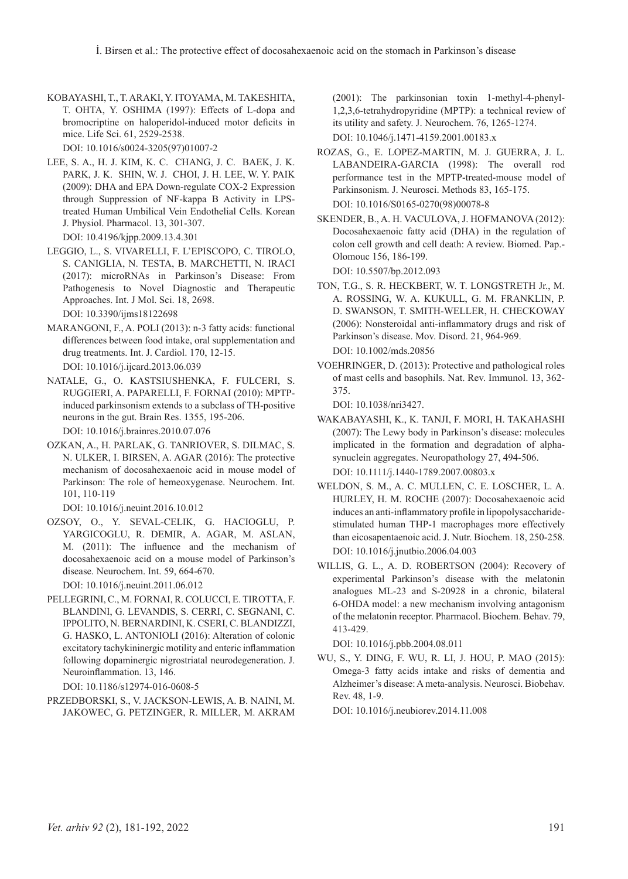KOBAYASHI, T., T. ARAKI, Y. ITOYAMA, M. TAKESHITA, T. OHTA, Y. OSHIMA (1997): Effects of L-dopa and bromocriptine on haloperidol-induced motor deficits in mice. Life Sci. 61, 2529-2538.

DOI: 10.1016/s0024-3205(97)01007-2

LEE, S. A., H. J. KIM, K. C. CHANG, J. C. BAEK, J. K. PARK, J. K. SHIN, W. J. CHOI, J. H. LEE, W. Y. PAIK (2009): DHA and EPA Down-regulate COX-2 Expression through Suppression of NF-kappa B Activity in LPS-treated Human Umbilical Vein Endothelial Cells. Korean J. Physiol. Pharmacol. 13, 301-307.

DOI: 10.4196/kjpp.2009.13.4.301

LEGGIO, L., S. VIVARELLI, F. L'EPISCOPO, C. TIROLO, S. CANIGLIA, N. TESTA, B. MARCHETTI, N. IRACI (2017): microRNAs in Parkinson's Disease: From Pathogenesis to Novel Diagnostic and Therapeutic Approaches. Int. J Mol. Sci. 18, 2698.

DOI: 10.3390/ijms18122698

MARANGONI, F., A. POLI (2013): n-3 fatty acids: functional differences between food intake, oral supplementation and drug treatments. Int. J. Cardiol. 170, 12-15.

DOI: 10.1016/j.ijcard.2013.06.039

NATALE, G., O. KASTSIUSHENKA, F. FULCERI, S. RUGGIERI, A. PAPARELLI, F. FORNAI (2010): MPTP-induced parkinsonism extends to a subclass of TH-positive neurons in the gut. Brain Res. 1355, 195-206.

DOI: 10.1016/j.brainres.2010.07.076

OZKAN, A., H. PARLAK, G. TANRIOVER, S. DILMAC, S. N. ULKER, I. BIRSEN, A. AGAR (2016): The protective mechanism of docosahexaenoic acid in mouse model of Parkinson: The role of hemeoxygenase. Neurochem. Int. 101, 110-119

DOI: 10.1016/j.neuint.2016.10.012

OZSOY, O., Y. SEVAL-CELIK, G. HACIOGLU, P. YARGICOGLU, R. DEMIR, A. AGAR, M. ASLAN, M. (2011): The influence and the mechanism of docosahexaenoic acid on a mouse model of Parkinson's disease. Neurochem. Int. 59, 664-670.

DOI: 10.1016/j.neuint.2011.06.012

PELLEGRINI, C., M. FORNAI, R. COLUCCI, E. TIROTTA, F. BLANDINI, G. LEVANDIS, S. CERRI, C. SEGNANI, C. IPPOLITO, N. BERNARDINI, K. CSERI, C. BLANDIZZI, G. HASKO, L. ANTONIOLI (2016): Alteration of colonic excitatory tachykininergic motility and enteric inflammation following dopaminergic nigrostriatal neurodegeneration. J. Neuroinflammation. 13, 146.

DOI: 10.1186/s12974-016-0608-5

PRZEDBORSKI, S., V. JACKSON-LEWIS, A. B. NAINI, M. JAKOWEC, G. PETZINGER, R. MILLER, M. AKRAM (2001): The parkinsonian toxin 1-methyl-4-phenyl-1,2,3,6-tetrahydropyridine (MPTP): a technical review of its utility and safety. J. Neurochem. 76, 1265-1274.

DOI: 10.1046/j.1471-4159.2001.00183.x

ROZAS, G., E. LOPEZ-MARTIN, M. J. GUERRA, J. L. LABANDEIRA-GARCIA (1998): The overall rod performance test in the MPTP-treated-mouse model of Parkinsonism. J. Neurosci. Methods 83, 165-175.

DOI: 10.1016/S0165-0270(98)00078-8

SKENDER, B., A. H. VACULOVA, J. HOFMANOVA (2012): Docosahexaenoic fatty acid (DHA) in the regulation of colon cell growth and cell death: A review. Biomed. Pap.-Olomouc 156, 186-199.

DOI: 10.5507/bp.2012.093

TON, T.G., S. R. HECKBERT, W. T. LONGSTRETH Jr., M. A. ROSSING, W. A. KUKULL, G. M. FRANKLIN, P. D. SWANSON, T. SMITH-WELLER, H. CHECKOWAY (2006): Nonsteroidal anti-inflammatory drugs and risk of Parkinson's disease. Mov. Disord. 21, 964-969.

DOI: 10.1002/mds.20856

VOEHRINGER, D. (2013): Protective and pathological roles of mast cells and basophils. Nat. Rev. Immunol. 13, 362-375.

DOI: 10.1038/nri3427.

WAKABAYASHI, K., K. TANJI, F. MORI, H. TAKAHASHI (2007): The Lewy body in Parkinson's disease: molecules implicated in the formation and degradation of alpha-synuclein aggregates. Neuropathology 27, 494-506.

DOI: 10.1111/j.1440-1789.2007.00803.x

WELDON, S. M., A. C. MULLEN, C. E. LOSCHER, L. A. HURLEY, H. M. ROCHE (2007): Docosahexaenoic acid induces an anti-inflammatory profile in lipopolysaccharide-stimulated human THP-1 macrophages more effectively than eicosapentaenoic acid. J. Nutr. Biochem. 18, 250-258.

DOI: 10.1016/j.jnutbio.2006.04.003

WILLIS, G. L., A. D. ROBERTSON (2004): Recovery of experimental Parkinson's disease with the melatonin analogues ML-23 and S-20928 in a chronic, bilateral 6-OHDA model: a new mechanism involving antagonism of the melatonin receptor. Pharmacol. Biochem. Behav. 79, 413-429.

DOI: 10.1016/j.pbb.2004.08.011

WU, S., Y. DING, F. WU, R. LI, J. HOU, P. MAO (2015): Omega-3 fatty acids intake and risks of dementia and Alzheimer's disease: A meta-analysis. Neurosci. Biobehav. Rev. 48, 1-9.

DOI: 10.1016/j.neubiorev.2014.11.008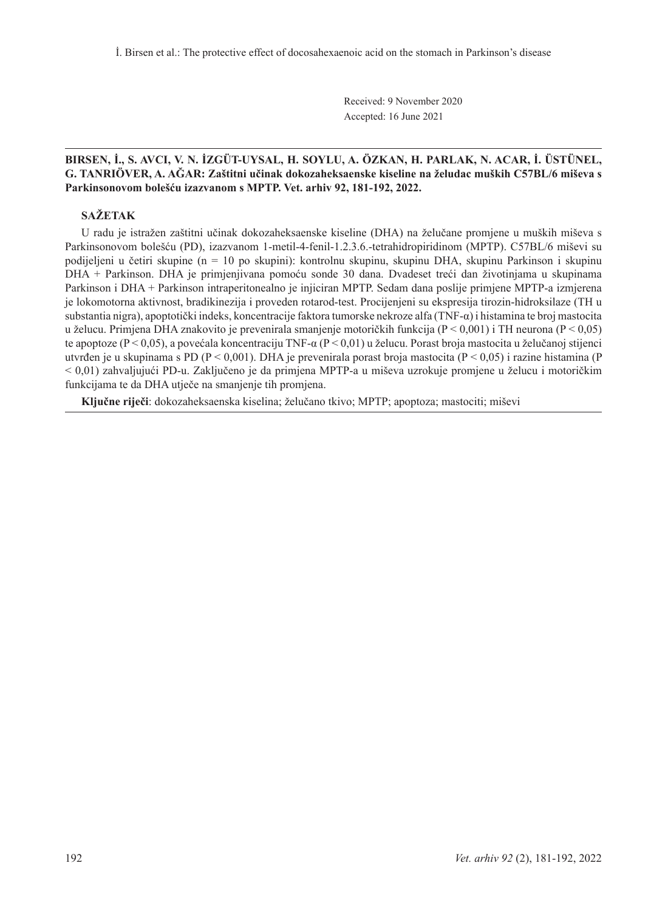Received: 9 November 2020
Accepted: 16 June 2021

**BIRSEN, İ., S. AVCI, V. N. İZGÜT-UYSAL, H. SOYLU, A. ÖZKAN, H. PARLAK, N. ACAR, İ. ÜSTÜNEL, G. TANRIÖVER, A. AĞAR: Zaštitni učinak dokozaheksaenske kiseline na želudac muških C57BL/6 miševa s Parkinsonovom bolešću izazvanom s MPTP. Vet. arhiv 92, 181-192, 2022.**

## SAŽETAK

U radu je istražen zaštitni učinak dokozaheksaenske kiseline (DHA) na želučane promjene u muških miševa s Parkinsonovom bolešću (PD), izazvanom 1-metil-4-fenil-1.2.3.6.-tetrahidropiridinom (MPTP). C57BL/6 miševi su podijeljeni u četiri skupine (n = 10 po skupini): kontrolnu skupinu, skupinu DHA, skupinu Parkinson i skupinu DHA + Parkinson. DHA je primjenjivana pomoću sonde 30 dana. Dvadeset treći dan životinjama u skupinama Parkinson i DHA + Parkinson intraperitonealno je injiciran MPTP. Sedam dana poslije primjene MPTP-a izmjerena je lokomotorna aktivnost, bradikinezija i proveden rotarod-test. Procijenjeni su ekspresija tirozin-hidroksilaze (TH u substantia nigra), apoptotički indeks, koncentracije faktora tumorske nekroze alfa (TNF-α) i histamina te broj mastocita u želucu. Primjena DHA znakovito je prevenirala smanjenje motoričkih funkcija ($P < 0{,}001$) i TH neurona ($P < 0{,}05$) te apoptoze ($P < 0{,}05$), a povećala koncentraciju TNF-α ($P < 0{,}01$) u želucu. Porast broja mastocita u želučanoj stijenci utvrđen je u skupinama s PD ($P < 0{,}001$). DHA je prevenirala porast broja mastocita ($P < 0{,}05$) i razine histamina ($P < 0{,}01$) zahvaljujući PD-u. Zaključeno je da primjena MPTP-a u miševa uzrokuje promjene u želucu i motoričkim funkcijama te da DHA utječe na smanjenje tih promjena.

**Ključne riječi**: dokozaheksaenska kiselina; želučano tkivo; MPTP; apoptoza; mastociti; miševi